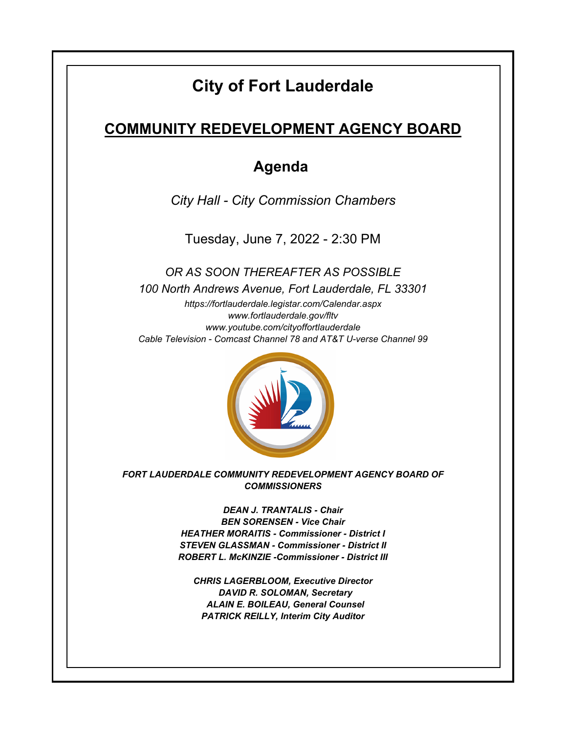# City of Fort Lauderdale

## COMMUNITY REDEVELOPMENT AGENCY BOARD

## Agenda

*City Hall - City Commission Chambers*

Tuesday, June 7, 2022 - 2:30 PM

*OR AS SOON THEREAFTER AS POSSIBLE*

*100 North Andrews Avenue, Fort Lauderdale, FL 33301*

*https://fortlauderdale.legistar.com/Calendar.aspx*

*www.fortlauderdale.gov/fltv*

*www.youtube.com/cityoffortlauderdale*

*Cable Television - Comcast Channel 78 and AT&T U-verse Channel 99*

***FORT LAUDERDALE COMMUNITY REDEVELOPMENT AGENCY BOARD OF COMMISSIONERS***

***DEAN J. TRANTALIS - Chair***
***BEN SORENSEN - Vice Chair***
***HEATHER MORAITIS - Commissioner - District I***
***STEVEN GLASSMAN - Commissioner - District II***
***ROBERT L. McKINZIE -Commissioner - District III***

***CHRIS LAGERBLOOM, Executive Director***
***DAVID R. SOLOMAN, Secretary***
***ALAIN E. BOILEAU, General Counsel***
***PATRICK REILLY, Interim City Auditor***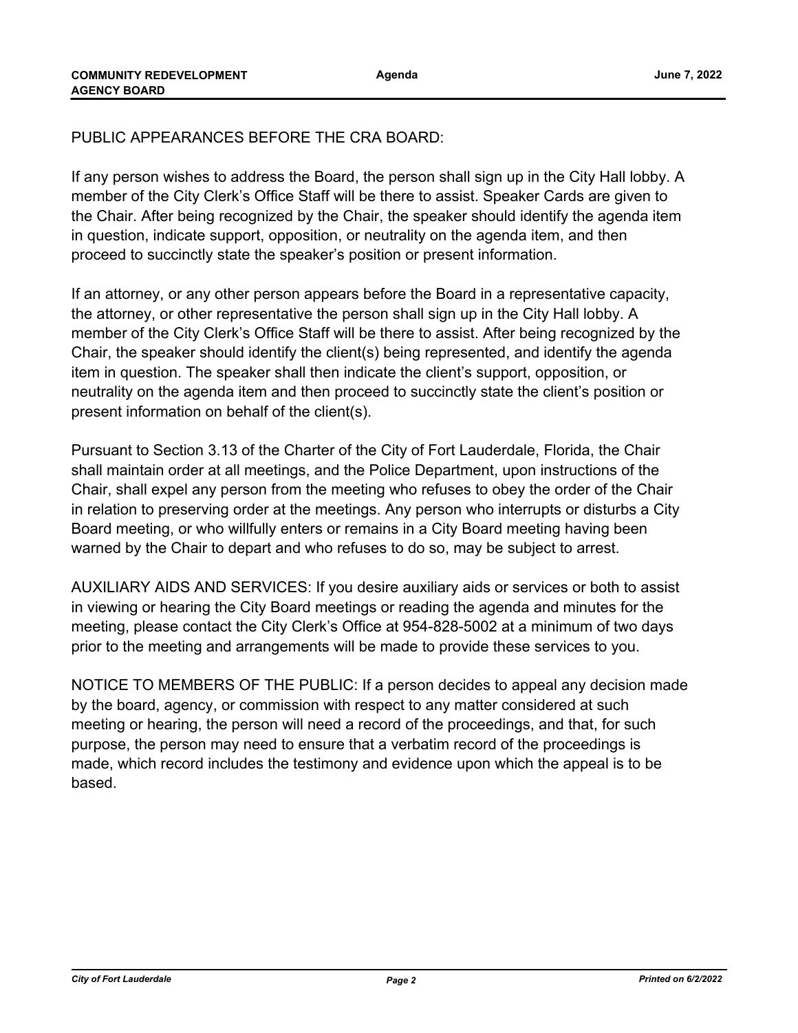PUBLIC APPEARANCES BEFORE THE CRA BOARD:

If any person wishes to address the Board, the person shall sign up in the City Hall lobby. A member of the City Clerk's Office Staff will be there to assist. Speaker Cards are given to the Chair. After being recognized by the Chair, the speaker should identify the agenda item in question, indicate support, opposition, or neutrality on the agenda item, and then proceed to succinctly state the speaker's position or present information.

If an attorney, or any other person appears before the Board in a representative capacity, the attorney, or other representative the person shall sign up in the City Hall lobby. A member of the City Clerk's Office Staff will be there to assist. After being recognized by the Chair, the speaker should identify the client(s) being represented, and identify the agenda item in question. The speaker shall then indicate the client's support, opposition, or neutrality on the agenda item and then proceed to succinctly state the client's position or present information on behalf of the client(s).

Pursuant to Section 3.13 of the Charter of the City of Fort Lauderdale, Florida, the Chair shall maintain order at all meetings, and the Police Department, upon instructions of the Chair, shall expel any person from the meeting who refuses to obey the order of the Chair in relation to preserving order at the meetings. Any person who interrupts or disturbs a City Board meeting, or who willfully enters or remains in a City Board meeting having been warned by the Chair to depart and who refuses to do so, may be subject to arrest.

AUXILIARY AIDS AND SERVICES: If you desire auxiliary aids or services or both to assist in viewing or hearing the City Board meetings or reading the agenda and minutes for the meeting, please contact the City Clerk's Office at 954-828-5002 at a minimum of two days prior to the meeting and arrangements will be made to provide these services to you.

NOTICE TO MEMBERS OF THE PUBLIC: If a person decides to appeal any decision made by the board, agency, or commission with respect to any matter considered at such meeting or hearing, the person will need a record of the proceedings, and that, for such purpose, the person may need to ensure that a verbatim record of the proceedings is made, which record includes the testimony and evidence upon which the appeal is to be based.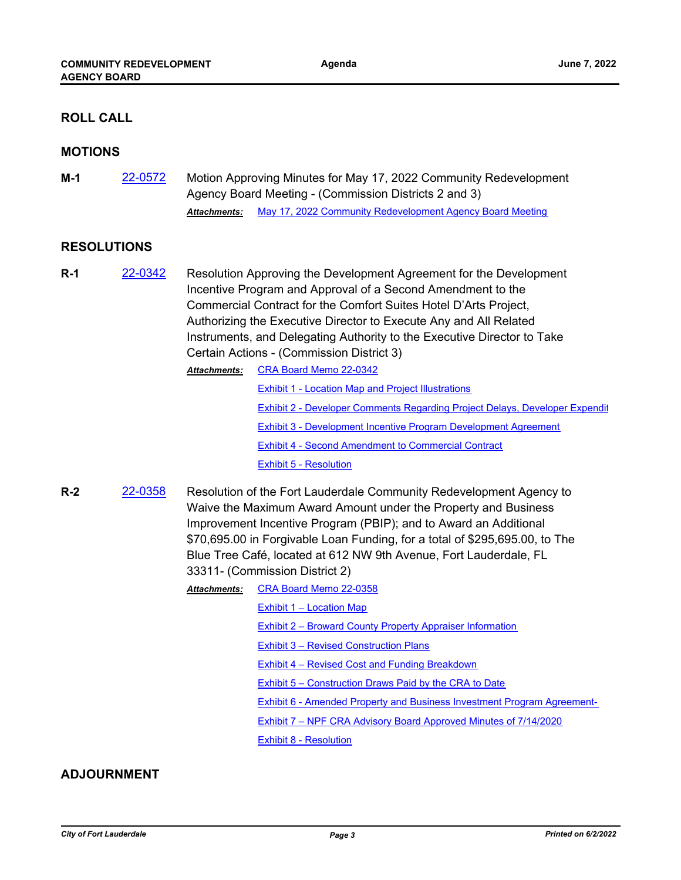## ROLL CALL

## MOTIONS

**M-1** 22-0572 Motion Approving Minutes for May 17, 2022 Community Redevelopment Agency Board Meeting - (Commission Districts 2 and 3)

***Attachments:*** May 17, 2022 Community Redevelopment Agency Board Meeting

## RESOLUTIONS

**R-1** 22-0342 Resolution Approving the Development Agreement for the Development Incentive Program and Approval of a Second Amendment to the Commercial Contract for the Comfort Suites Hotel D'Arts Project, Authorizing the Executive Director to Execute Any and All Related Instruments, and Delegating Authority to the Executive Director to Take Certain Actions - (Commission District 3)

***Attachments:*** CRA Board Memo 22-0342
Exhibit 1 - Location Map and Project Illustrations
Exhibit 2 - Developer Comments Regarding Project Delays, Developer Expendit
Exhibit 3 - Development Incentive Program Development Agreement
Exhibit 4 - Second Amendment to Commercial Contract
Exhibit 5 - Resolution

**R-2** 22-0358 Resolution of the Fort Lauderdale Community Redevelopment Agency to Waive the Maximum Award Amount under the Property and Business Improvement Incentive Program (PBIP); and to Award an Additional $70,695.00 in Forgivable Loan Funding, for a total of $295,695.00, to The Blue Tree Café, located at 612 NW 9th Avenue, Fort Lauderdale, FL 33311- (Commission District 2)

***Attachments:*** CRA Board Memo 22-0358
Exhibit 1 – Location Map
Exhibit 2 – Broward County Property Appraiser Information
Exhibit 3 – Revised Construction Plans
Exhibit 4 – Revised Cost and Funding Breakdown
Exhibit 5 – Construction Draws Paid by the CRA to Date
Exhibit 6 - Amended Property and Business Investment Program Agreement-
Exhibit 7 – NPF CRA Advisory Board Approved Minutes of 7/14/2020
Exhibit 8 - Resolution

## ADJOURNMENT